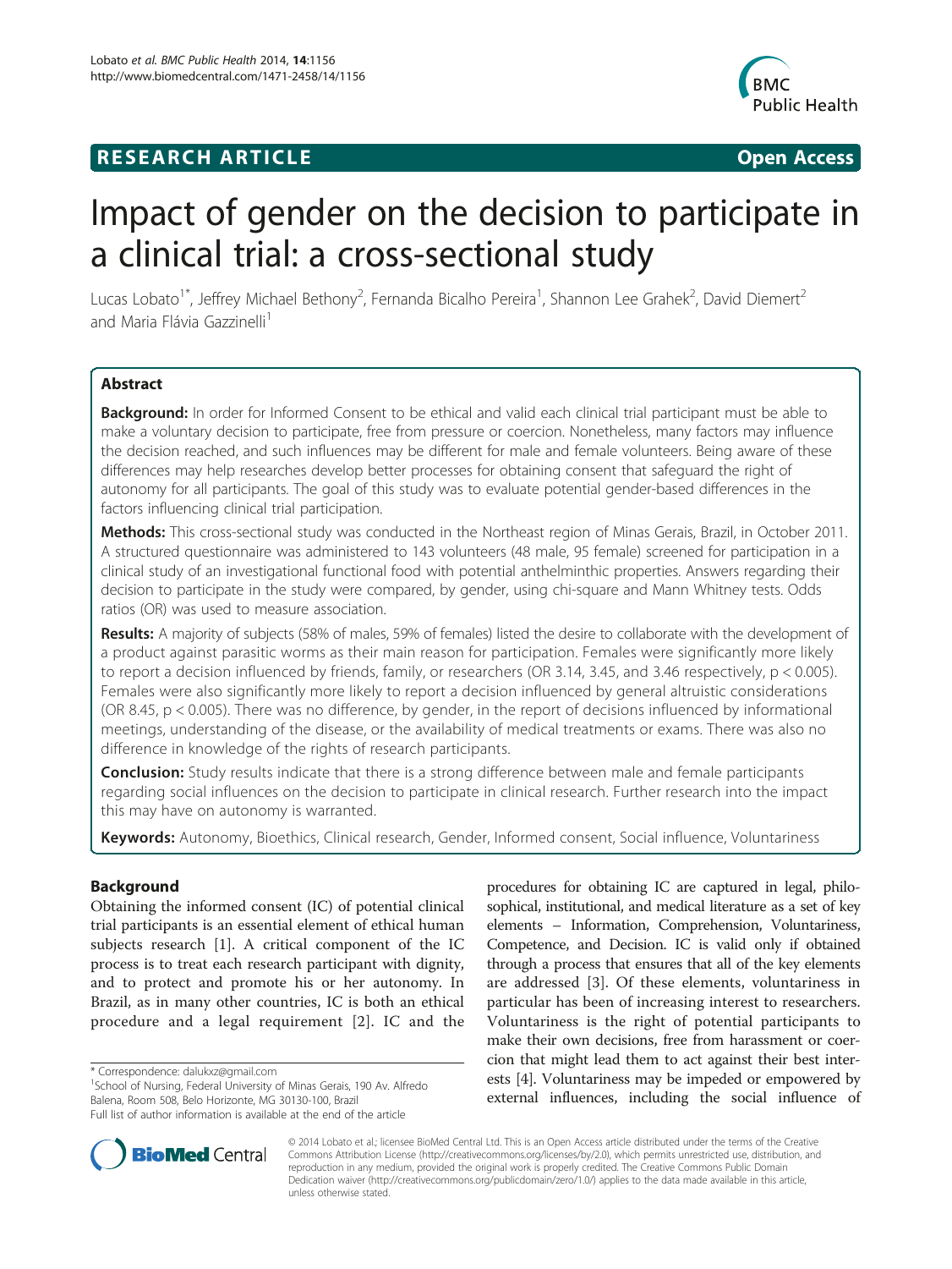**RESEARCH ARTICLE** **Open Access**

# Impact of gender on the decision to participate in a clinical trial: a cross-sectional study

Lucas Lobato[1*], Jeffrey Michael Bethony[2], Fernanda Bicalho Pereira[1], Shannon Lee Grahek[2], David Diemert[2] and Maria Flávia Gazzinelli[1]

## Abstract

**Background:** In order for Informed Consent to be ethical and valid each clinical trial participant must be able to make a voluntary decision to participate, free from pressure or coercion. Nonetheless, many factors may influence the decision reached, and such influences may be different for male and female volunteers. Being aware of these differences may help researches develop better processes for obtaining consent that safeguard the right of autonomy for all participants. The goal of this study was to evaluate potential gender-based differences in the factors influencing clinical trial participation.

**Methods:** This cross-sectional study was conducted in the Northeast region of Minas Gerais, Brazil, in October 2011. A structured questionnaire was administered to 143 volunteers (48 male, 95 female) screened for participation in a clinical study of an investigational functional food with potential anthelminthic properties. Answers regarding their decision to participate in the study were compared, by gender, using chi-square and Mann Whitney tests. Odds ratios (OR) was used to measure association.

**Results:** A majority of subjects (58% of males, 59% of females) listed the desire to collaborate with the development of a product against parasitic worms as their main reason for participation. Females were significantly more likely to report a decision influenced by friends, family, or researchers (OR 3.14, 3.45, and 3.46 respectively, $p < 0.005$). Females were also significantly more likely to report a decision influenced by general altruistic considerations (OR 8.45, $p < 0.005$). There was no difference, by gender, in the report of decisions influenced by informational meetings, understanding of the disease, or the availability of medical treatments or exams. There was also no difference in knowledge of the rights of research participants.

**Conclusion:** Study results indicate that there is a strong difference between male and female participants regarding social influences on the decision to participate in clinical research. Further research into the impact this may have on autonomy is warranted.

**Keywords:** Autonomy, Bioethics, Clinical research, Gender, Informed consent, Social influence, Voluntariness

## Background

Obtaining the informed consent (IC) of potential clinical trial participants is an essential element of ethical human subjects research [1]. A critical component of the IC process is to treat each research participant with dignity, and to protect and promote his or her autonomy. In Brazil, as in many other countries, IC is both an ethical procedure and a legal requirement [2]. IC and the procedures for obtaining IC are captured in legal, philosophical, institutional, and medical literature as a set of key elements – Information, Comprehension, Voluntariness, Competence, and Decision. IC is valid only if obtained through a process that ensures that all of the key elements are addressed [3]. Of these elements, voluntariness in particular has been of increasing interest to researchers. Voluntariness is the right of potential participants to make their own decisions, free from harassment or coercion that might lead them to act against their best interests [4]. Voluntariness may be impeded or empowered by external influences, including the social influence of

\* Correspondence: dalukxz@gmail.com
[1]School of Nursing, Federal University of Minas Gerais, 190 Av. Alfredo Balena, Room 508, Belo Horizonte, MG 30130-100, Brazil
Full list of author information is available at the end of the article

© 2014 Lobato et al.; licensee BioMed Central Ltd. This is an Open Access article distributed under the terms of the Creative Commons Attribution License (http://creativecommons.org/licenses/by/2.0), which permits unrestricted use, distribution, and reproduction in any medium, provided the original work is properly credited. The Creative Commons Public Domain Dedication waiver (http://creativecommons.org/publicdomain/zero/1.0/) applies to the data made available in this article, unless otherwise stated.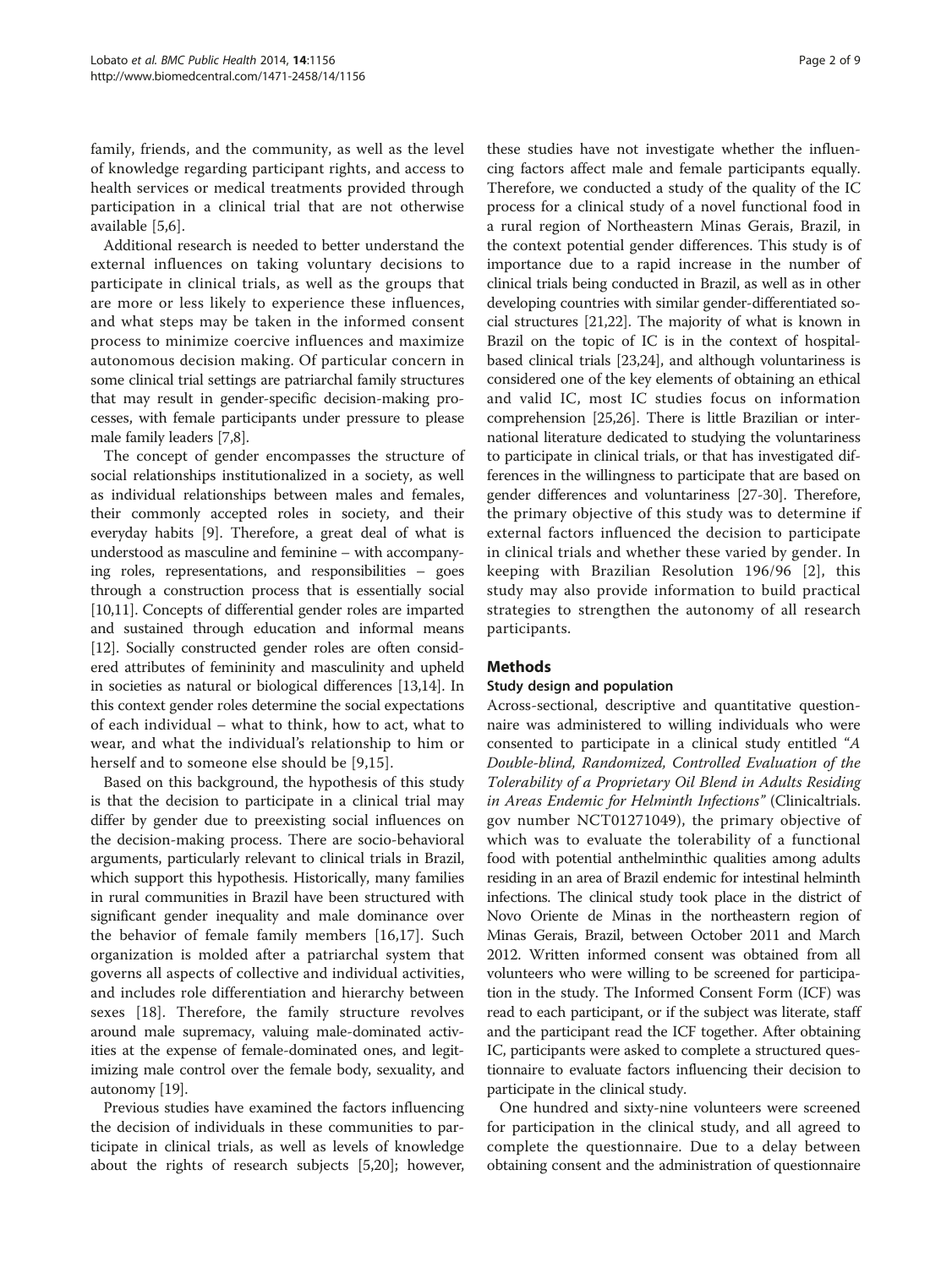family, friends, and the community, as well as the level of knowledge regarding participant rights, and access to health services or medical treatments provided through participation in a clinical trial that are not otherwise available [5,6].

Additional research is needed to better understand the external influences on taking voluntary decisions to participate in clinical trials, as well as the groups that are more or less likely to experience these influences, and what steps may be taken in the informed consent process to minimize coercive influences and maximize autonomous decision making. Of particular concern in some clinical trial settings are patriarchal family structures that may result in gender-specific decision-making processes, with female participants under pressure to please male family leaders [7,8].

The concept of gender encompasses the structure of social relationships institutionalized in a society, as well as individual relationships between males and females, their commonly accepted roles in society, and their everyday habits [9]. Therefore, a great deal of what is understood as masculine and feminine – with accompanying roles, representations, and responsibilities – goes through a construction process that is essentially social [10,11]. Concepts of differential gender roles are imparted and sustained through education and informal means [12]. Socially constructed gender roles are often considered attributes of femininity and masculinity and upheld in societies as natural or biological differences [13,14]. In this context gender roles determine the social expectations of each individual – what to think, how to act, what to wear, and what the individual's relationship to him or herself and to someone else should be [9,15].

Based on this background, the hypothesis of this study is that the decision to participate in a clinical trial may differ by gender due to preexisting social influences on the decision-making process. There are socio-behavioral arguments, particularly relevant to clinical trials in Brazil, which support this hypothesis. Historically, many families in rural communities in Brazil have been structured with significant gender inequality and male dominance over the behavior of female family members [16,17]. Such organization is molded after a patriarchal system that governs all aspects of collective and individual activities, and includes role differentiation and hierarchy between sexes [18]. Therefore, the family structure revolves around male supremacy, valuing male-dominated activities at the expense of female-dominated ones, and legitimizing male control over the female body, sexuality, and autonomy [19].

Previous studies have examined the factors influencing the decision of individuals in these communities to participate in clinical trials, as well as levels of knowledge about the rights of research subjects [5,20]; however, these studies have not investigate whether the influencing factors affect male and female participants equally. Therefore, we conducted a study of the quality of the IC process for a clinical study of a novel functional food in a rural region of Northeastern Minas Gerais, Brazil, in the context potential gender differences. This study is of importance due to a rapid increase in the number of clinical trials being conducted in Brazil, as well as in other developing countries with similar gender-differentiated social structures [21,22]. The majority of what is known in Brazil on the topic of IC is in the context of hospital-based clinical trials [23,24], and although voluntariness is considered one of the key elements of obtaining an ethical and valid IC, most IC studies focus on information comprehension [25,26]. There is little Brazilian or international literature dedicated to studying the voluntariness to participate in clinical trials, or that has investigated differences in the willingness to participate that are based on gender differences and voluntariness [27-30]. Therefore, the primary objective of this study was to determine if external factors influenced the decision to participate in clinical trials and whether these varied by gender. In keeping with Brazilian Resolution 196/96 [2], this study may also provide information to build practical strategies to strengthen the autonomy of all research participants.

## Methods

### Study design and population

Across-sectional, descriptive and quantitative questionnaire was administered to willing individuals who were consented to participate in a clinical study entitled *"A Double-blind, Randomized, Controlled Evaluation of the Tolerability of a Proprietary Oil Blend in Adults Residing in Areas Endemic for Helminth Infections"* (Clinicaltrials.gov number NCT01271049), the primary objective of which was to evaluate the tolerability of a functional food with potential anthelminthic qualities among adults residing in an area of Brazil endemic for intestinal helminth infections. The clinical study took place in the district of Novo Oriente de Minas in the northeastern region of Minas Gerais, Brazil, between October 2011 and March 2012. Written informed consent was obtained from all volunteers who were willing to be screened for participation in the study. The Informed Consent Form (ICF) was read to each participant, or if the subject was literate, staff and the participant read the ICF together. After obtaining IC, participants were asked to complete a structured questionnaire to evaluate factors influencing their decision to participate in the clinical study.

One hundred and sixty-nine volunteers were screened for participation in the clinical study, and all agreed to complete the questionnaire. Due to a delay between obtaining consent and the administration of questionnaire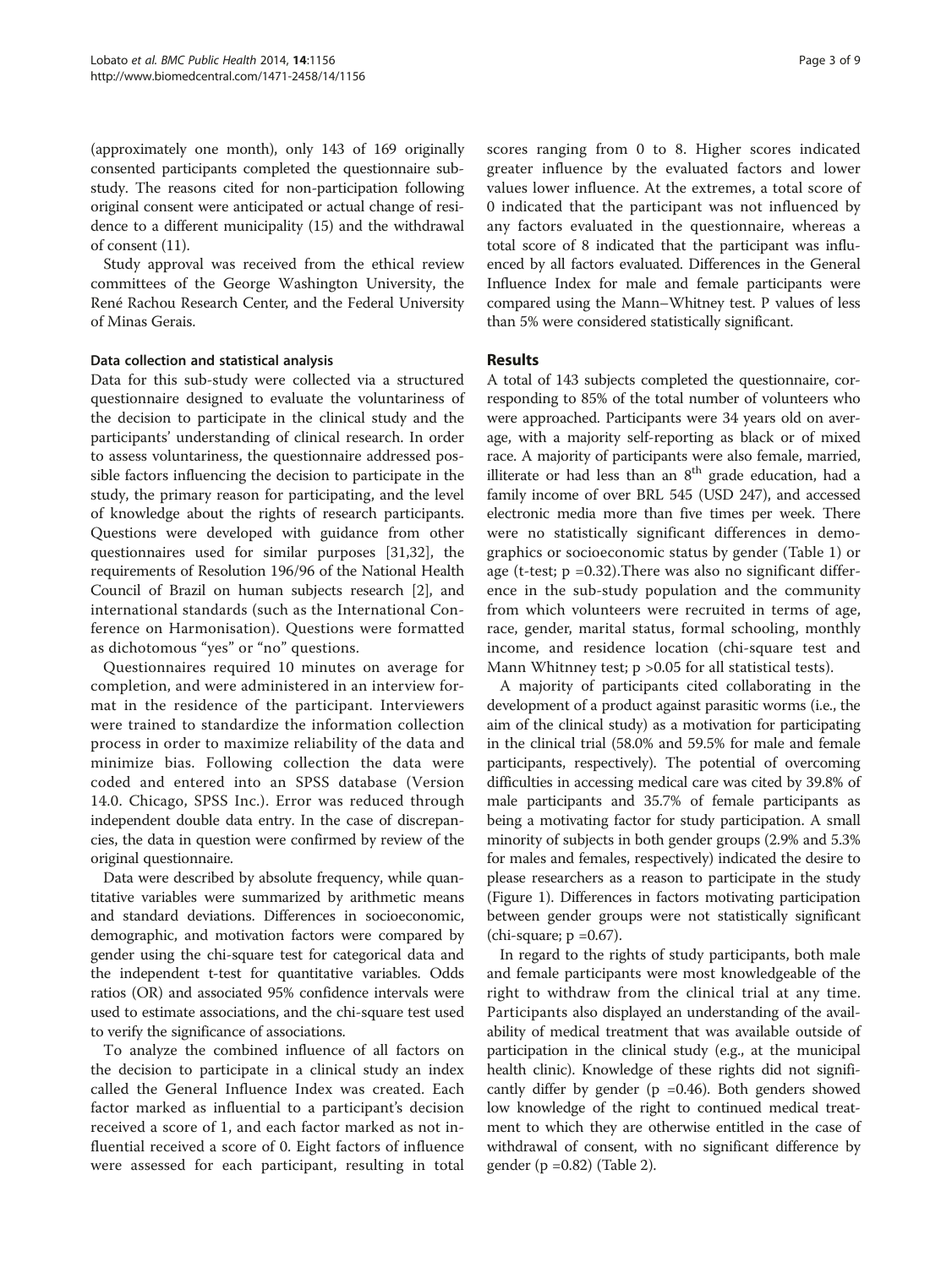(approximately one month), only 143 of 169 originally consented participants completed the questionnaire substudy. The reasons cited for non-participation following original consent were anticipated or actual change of residence to a different municipality (15) and the withdrawal of consent (11).

Study approval was received from the ethical review committees of the George Washington University, the René Rachou Research Center, and the Federal University of Minas Gerais.

#### Data collection and statistical analysis

Data for this sub-study were collected via a structured questionnaire designed to evaluate the voluntariness of the decision to participate in the clinical study and the participants' understanding of clinical research. In order to assess voluntariness, the questionnaire addressed possible factors influencing the decision to participate in the study, the primary reason for participating, and the level of knowledge about the rights of research participants. Questions were developed with guidance from other questionnaires used for similar purposes [31,32], the requirements of Resolution 196/96 of the National Health Council of Brazil on human subjects research [2], and international standards (such as the International Conference on Harmonisation). Questions were formatted as dichotomous "yes" or "no" questions.

Questionnaires required 10 minutes on average for completion, and were administered in an interview format in the residence of the participant. Interviewers were trained to standardize the information collection process in order to maximize reliability of the data and minimize bias. Following collection the data were coded and entered into an SPSS database (Version 14.0. Chicago, SPSS Inc.). Error was reduced through independent double data entry. In the case of discrepancies, the data in question were confirmed by review of the original questionnaire.

Data were described by absolute frequency, while quantitative variables were summarized by arithmetic means and standard deviations. Differences in socioeconomic, demographic, and motivation factors were compared by gender using the chi-square test for categorical data and the independent t-test for quantitative variables. Odds ratios (OR) and associated 95% confidence intervals were used to estimate associations, and the chi-square test used to verify the significance of associations.

To analyze the combined influence of all factors on the decision to participate in a clinical study an index called the General Influence Index was created. Each factor marked as influential to a participant's decision received a score of 1, and each factor marked as not influential received a score of 0. Eight factors of influence were assessed for each participant, resulting in total scores ranging from 0 to 8. Higher scores indicated greater influence by the evaluated factors and lower values lower influence. At the extremes, a total score of 0 indicated that the participant was not influenced by any factors evaluated in the questionnaire, whereas a total score of 8 indicated that the participant was influenced by all factors evaluated. Differences in the General Influence Index for male and female participants were compared using the Mann–Whitney test. P values of less than 5% were considered statistically significant.

## Results

A total of 143 subjects completed the questionnaire, corresponding to 85% of the total number of volunteers who were approached. Participants were 34 years old on average, with a majority self-reporting as black or of mixed race. A majority of participants were also female, married, illiterate or had less than an 8th grade education, had a family income of over BRL 545 (USD 247), and accessed electronic media more than five times per week. There were no statistically significant differences in demographics or socioeconomic status by gender (Table 1) or age (t-test; $p = 0.32$).There was also no significant difference in the sub-study population and the community from which volunteers were recruited in terms of age, race, gender, marital status, formal schooling, monthly income, and residence location (chi-square test and Mann Whitney test; $p > 0.05$ for all statistical tests).

A majority of participants cited collaborating in the development of a product against parasitic worms (i.e., the aim of the clinical study) as a motivation for participating in the clinical trial (58.0% and 59.5% for male and female participants, respectively). The potential of overcoming difficulties in accessing medical care was cited by 39.8% of male participants and 35.7% of female participants as being a motivating factor for study participation. A small minority of subjects in both gender groups (2.9% and 5.3% for males and females, respectively) indicated the desire to please researchers as a reason to participate in the study (Figure 1). Differences in factors motivating participation between gender groups were not statistically significant (chi-square; $p = 0.67$).

In regard to the rights of study participants, both male and female participants were most knowledgeable of the right to withdraw from the clinical trial at any time. Participants also displayed an understanding of the availability of medical treatment that was available outside of participation in the clinical study (e.g., at the municipal health clinic). Knowledge of these rights did not significantly differ by gender ($p = 0.46$). Both genders showed low knowledge of the right to continued medical treatment to which they are otherwise entitled in the case of withdrawal of consent, with no significant difference by gender ($p = 0.82$) (Table 2).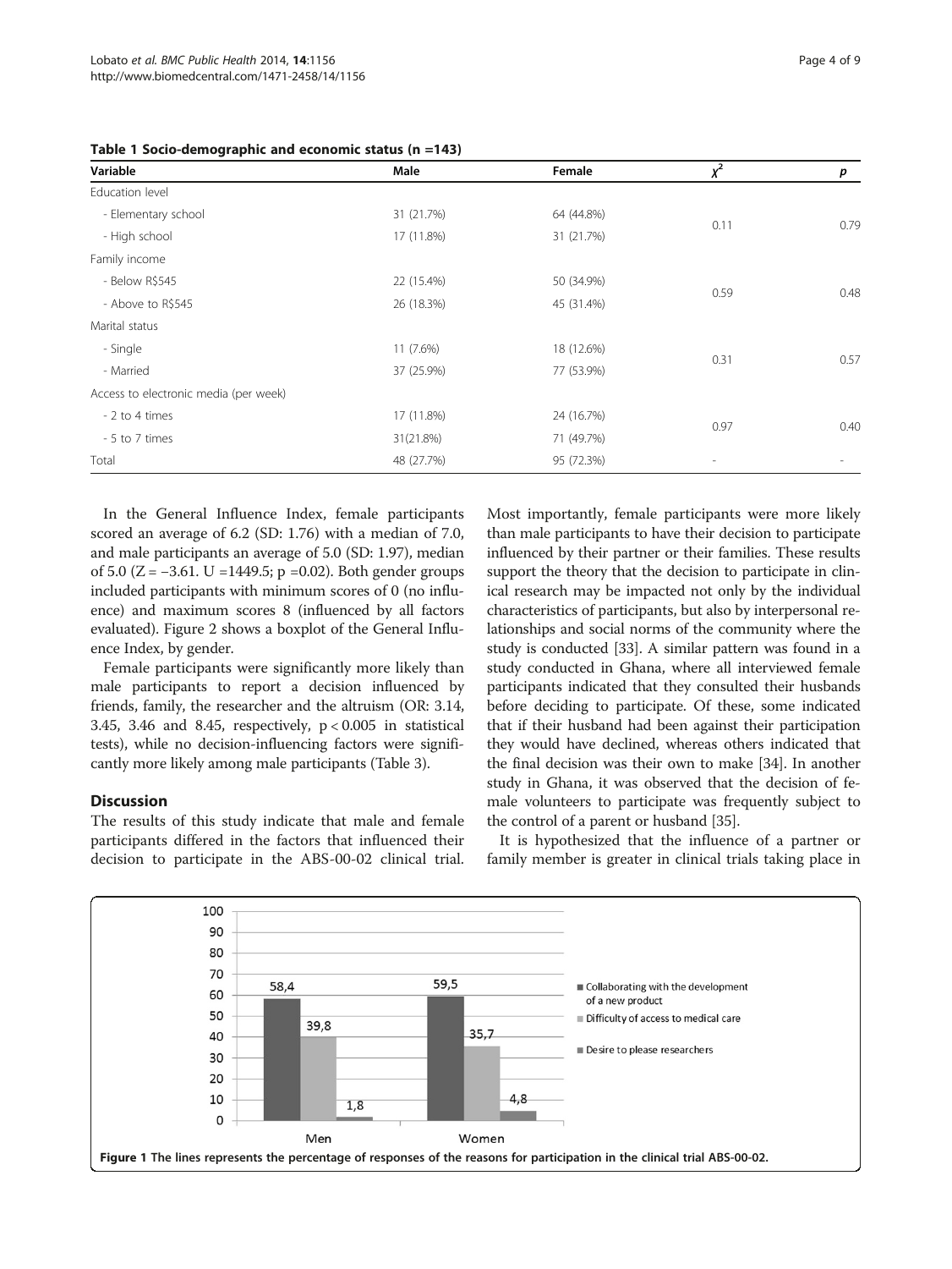**Table 1 Socio-demographic and economic status (n =143)**

| Variable | Male | Female | $\chi^2$ | *p* |
|---|---|---|---|---|
| Education level | | | | |
| - Elementary school | 31 (21.7%) | 64 (44.8%) | 0.11 | 0.79 |
| - High school | 17 (11.8%) | 31 (21.7%) | | |
| Family income | | | | |
| - Below R$545 | 22 (15.4%) | 50 (34.9%) | 0.59 | 0.48 |
| - Above to R$545 | 26 (18.3%) | 45 (31.4%) | | |
| Marital status | | | | |
| - Single | 11 (7.6%) | 18 (12.6%) | 0.31 | 0.57 |
| - Married | 37 (25.9%) | 77 (53.9%) | | |
| Access to electronic media (per week) | | | | |
| - 2 to 4 times | 17 (11.8%) | 24 (16.7%) | 0.97 | 0.40 |
| - 5 to 7 times | 31(21.8%) | 71 (49.7%) | | |
| Total | 48 (27.7%) | 95 (72.3%) | - | - |

In the General Influence Index, female participants scored an average of 6.2 (SD: 1.76) with a median of 7.0, and male participants an average of 5.0 (SD: 1.97), median of 5.0 ($Z = -3.61$. $U = 1449.5$; $p = 0.02$). Both gender groups included participants with minimum scores of 0 (no influence) and maximum scores 8 (influenced by all factors evaluated). Figure 2 shows a boxplot of the General Influence Index, by gender.

Female participants were significantly more likely than male participants to report a decision influenced by friends, family, the researcher and the altruism (OR: 3.14, 3.45, 3.46 and 8.45, respectively, $p < 0.005$ in statistical tests), while no decision-influencing factors were significantly more likely among male participants (Table 3).

## Discussion

The results of this study indicate that male and female participants differed in the factors that influenced their decision to participate in the ABS-00-02 clinical trial. Most importantly, female participants were more likely than male participants to have their decision to participate influenced by their partner or their families. These results support the theory that the decision to participate in clinical research may be impacted not only by the individual characteristics of participants, but also by interpersonal relationships and social norms of the community where the study is conducted [33]. A similar pattern was found in a study conducted in Ghana, where all interviewed female participants indicated that they consulted their husbands before deciding to participate. Of these, some indicated that if their husband had been against their participation they would have declined, whereas others indicated that the final decision was their own to make [34]. In another study in Ghana, it was observed that the decision of female volunteers to participate was frequently subject to the control of a parent or husband [35].

It is hypothesized that the influence of a partner or family member is greater in clinical trials taking place in

| | Collaborating with the development of a new product | Difficulty of access to medical care | Desire to please researchers |
|---|---|---|---|
| Men | 58,4 | 39,8 | 1,8 |
| Women | 59,5 | 35,7 | 4,8 |

**Figure 1** The lines represents the percentage of responses of the reasons for participation in the clinical trial ABS-00-02.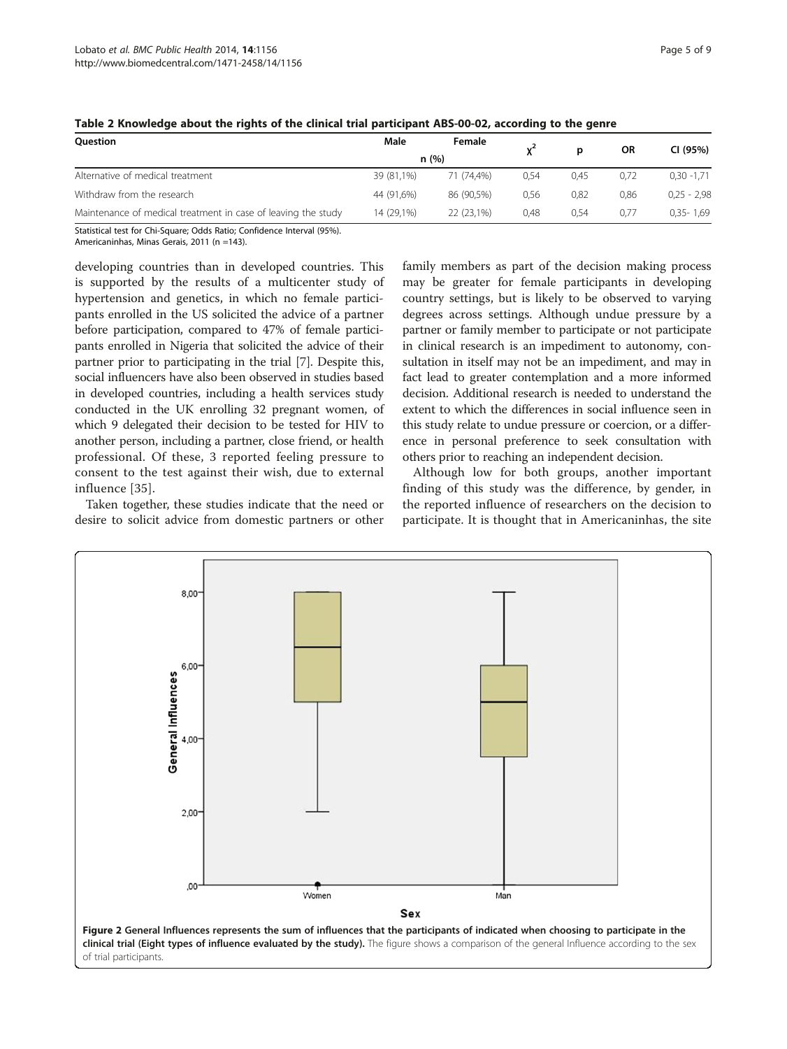**Table 2 Knowledge about the rights of the clinical trial participant ABS-00-02, according to the genre**

| Question | Male | Female | $\chi^2$ | p | OR | CI (95%) |
|---|---|---|---|---|---|---|
| | n (%) | | | | | |
| Alternative of medical treatment | 39 (81,1%) | 71 (74,4%) | 0,54 | 0,45 | 0,72 | 0,30 -1,71 |
| Withdraw from the research | 44 (91,6%) | 86 (90,5%) | 0,56 | 0,82 | 0,86 | 0,25 - 2,98 |
| Maintenance of medical treatment in case of leaving the study | 14 (29,1%) | 22 (23,1%) | 0,48 | 0,54 | 0,77 | 0,35- 1,69 |

Statistical test for Chi-Square; Odds Ratio; Confidence Interval (95%).
Americaninhas, Minas Gerais, 2011 (n =143).

developing countries than in developed countries. This is supported by the results of a multicenter study of hypertension and genetics, in which no female participants enrolled in the US solicited the advice of a partner before participation, compared to 47% of female participants enrolled in Nigeria that solicited the advice of their partner prior to participating in the trial [7]. Despite this, social influencers have also been observed in studies based in developed countries, including a health services study conducted in the UK enrolling 32 pregnant women, of which 9 delegated their decision to be tested for HIV to another person, including a partner, close friend, or health professional. Of these, 3 reported feeling pressure to consent to the test against their wish, due to external influence [35].

Taken together, these studies indicate that the need or desire to solicit advice from domestic partners or other family members as part of the decision making process may be greater for female participants in developing country settings, but is likely to be observed to varying degrees across settings. Although undue pressure by a partner or family member to participate or not participate in clinical research is an impediment to autonomy, consultation in itself may not be an impediment, and may in fact lead to greater contemplation and a more informed decision. Additional research is needed to understand the extent to which the differences in social influence seen in this study relate to undue pressure or coercion, or a difference in personal preference to seek consultation with others prior to reaching an independent decision.

Although low for both groups, another important finding of this study was the difference, by gender, in the reported influence of researchers on the decision to participate. It is thought that in Americaninhas, the site

**Figure 2 General Influences represents the sum of influences that the participants of indicated when choosing to participate in the clinical trial (Eight types of influence evaluated by the study).** The figure shows a comparison of the general Influence according to the sex of trial participants.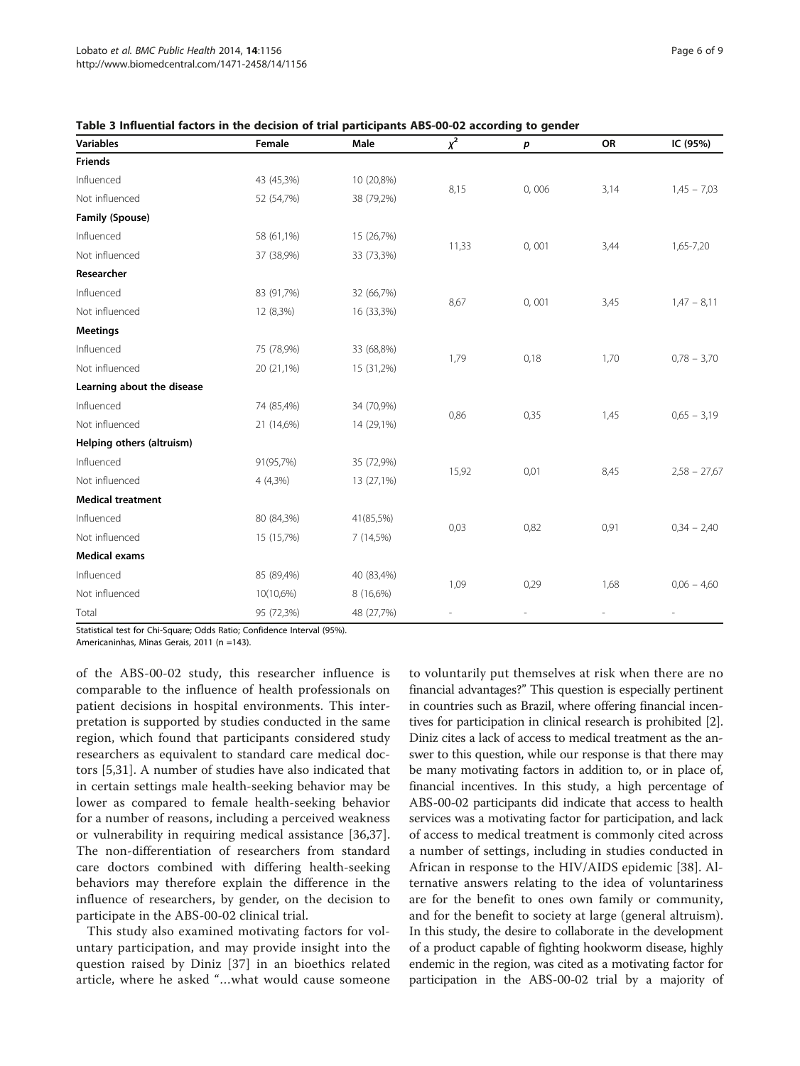**Table 3 Influential factors in the decision of trial participants ABS-00-02 according to gender**

| Variables | Female | Male | $\chi^2$ | *p* | OR | IC (95%) |
|---|---|---|---|---|---|---|
| **Friends** | | | | | | |
| Influenced | 43 (45,3%) | 10 (20,8%) | 8,15 | 0, 006 | 3,14 | 1,45 − 7,03 |
| Not influenced | 52 (54,7%) | 38 (79,2%) | | | | |
| **Family (Spouse)** | | | | | | |
| Influenced | 58 (61,1%) | 15 (26,7%) | 11,33 | 0, 001 | 3,44 | 1,65-7,20 |
| Not influenced | 37 (38,9%) | 33 (73,3%) | | | | |
| **Researcher** | | | | | | |
| Influenced | 83 (91,7%) | 32 (66,7%) | 8,67 | 0, 001 | 3,45 | 1,47 − 8,11 |
| Not influenced | 12 (8,3%) | 16 (33,3%) | | | | |
| **Meetings** | | | | | | |
| Influenced | 75 (78,9%) | 33 (68,8%) | 1,79 | 0,18 | 1,70 | 0,78 − 3,70 |
| Not influenced | 20 (21,1%) | 15 (31,2%) | | | | |
| **Learning about the disease** | | | | | | |
| Influenced | 74 (85,4%) | 34 (70,9%) | 0,86 | 0,35 | 1,45 | 0,65 − 3,19 |
| Not influenced | 21 (14,6%) | 14 (29,1%) | | | | |
| **Helping others (altruism)** | | | | | | |
| Influenced | 91(95,7%) | 35 (72,9%) | 15,92 | 0,01 | 8,45 | 2,58 − 27,67 |
| Not influenced | 4 (4,3%) | 13 (27,1%) | | | | |
| **Medical treatment** | | | | | | |
| Influenced | 80 (84,3%) | 41(85,5%) | 0,03 | 0,82 | 0,91 | 0,34 − 2,40 |
| Not influenced | 15 (15,7%) | 7 (14,5%) | | | | |
| **Medical exams** | | | | | | |
| Influenced | 85 (89,4%) | 40 (83,4%) | 1,09 | 0,29 | 1,68 | 0,06 − 4,60 |
| Not influenced | 10(10,6%) | 8 (16,6%) | | | | |
| Total | 95 (72,3%) | 48 (27,7%) | - | - | - | - |

Statistical test for Chi-Square; Odds Ratio; Confidence Interval (95%).
Americaninhas, Minas Gerais, 2011 (n =143).

of the ABS-00-02 study, this researcher influence is comparable to the influence of health professionals on patient decisions in hospital environments. This interpretation is supported by studies conducted in the same region, which found that participants considered study researchers as equivalent to standard care medical doctors [5,31]. A number of studies have also indicated that in certain settings male health-seeking behavior may be lower as compared to female health-seeking behavior for a number of reasons, including a perceived weakness or vulnerability in requiring medical assistance [36,37]. The non-differentiation of researchers from standard care doctors combined with differing health-seeking behaviors may therefore explain the difference in the influence of researchers, by gender, on the decision to participate in the ABS-00-02 clinical trial.

This study also examined motivating factors for voluntary participation, and may provide insight into the question raised by Diniz [37] in an bioethics related article, where he asked "…what would cause someone to voluntarily put themselves at risk when there are no financial advantages?" This question is especially pertinent in countries such as Brazil, where offering financial incentives for participation in clinical research is prohibited [2]. Diniz cites a lack of access to medical treatment as the answer to this question, while our response is that there may be many motivating factors in addition to, or in place of, financial incentives. In this study, a high percentage of ABS-00-02 participants did indicate that access to health services was a motivating factor for participation, and lack of access to medical treatment is commonly cited across a number of settings, including in studies conducted in African in response to the HIV/AIDS epidemic [38]. Alternative answers relating to the idea of voluntariness are for the benefit to ones own family or community, and for the benefit to society at large (general altruism). In this study, the desire to collaborate in the development of a product capable of fighting hookworm disease, highly endemic in the region, was cited as a motivating factor for participation in the ABS-00-02 trial by a majority of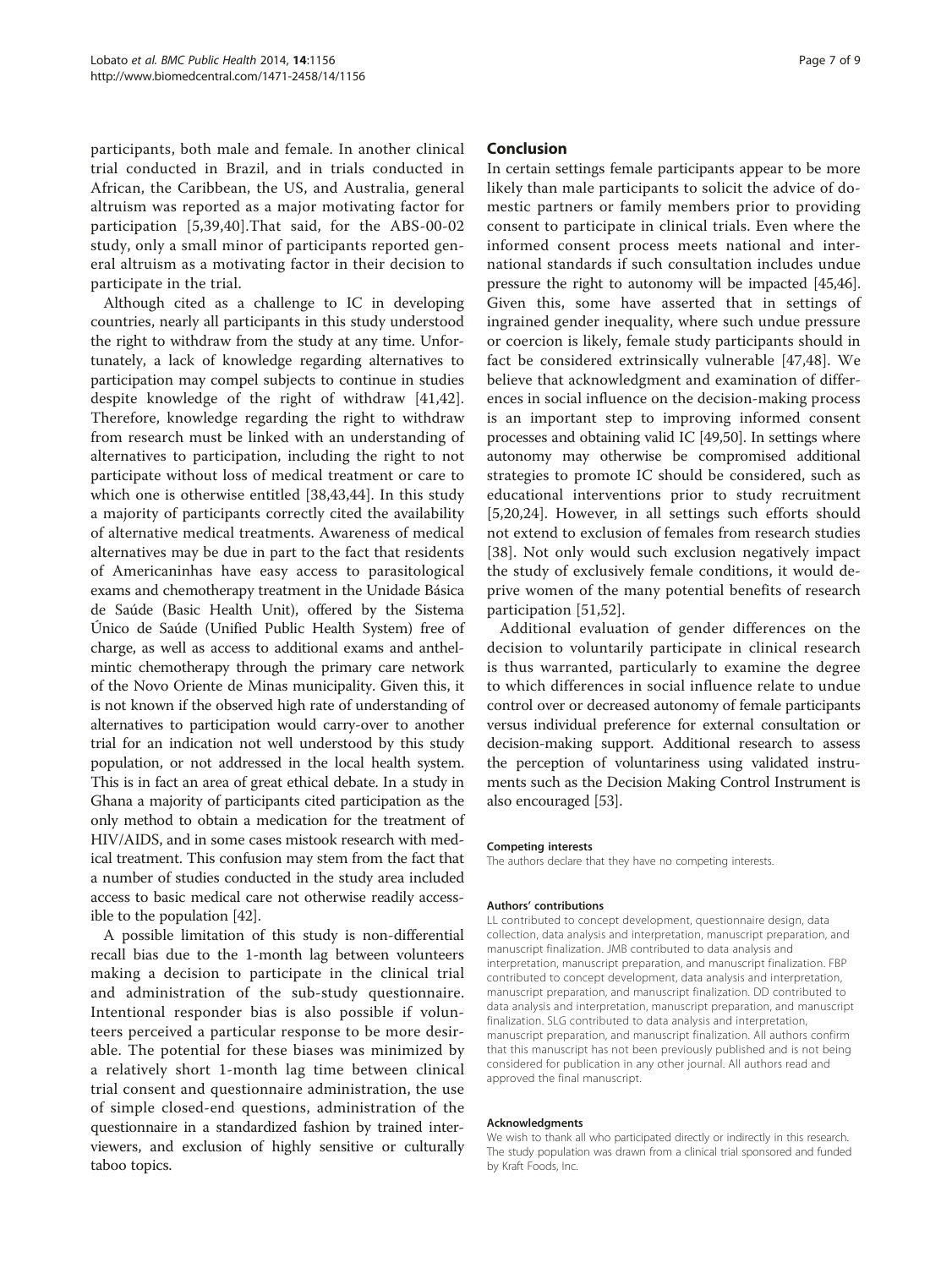participants, both male and female. In another clinical trial conducted in Brazil, and in trials conducted in African, the Caribbean, the US, and Australia, general altruism was reported as a major motivating factor for participation [5,39,40].That said, for the ABS-00-02 study, only a small minor of participants reported general altruism as a motivating factor in their decision to participate in the trial.

Although cited as a challenge to IC in developing countries, nearly all participants in this study understood the right to withdraw from the study at any time. Unfortunately, a lack of knowledge regarding alternatives to participation may compel subjects to continue in studies despite knowledge of the right of withdraw [41,42]. Therefore, knowledge regarding the right to withdraw from research must be linked with an understanding of alternatives to participation, including the right to not participate without loss of medical treatment or care to which one is otherwise entitled [38,43,44]. In this study a majority of participants correctly cited the availability of alternative medical treatments. Awareness of medical alternatives may be due in part to the fact that residents of Americaninhas have easy access to parasitological exams and chemotherapy treatment in the Unidade Básica de Saúde (Basic Health Unit), offered by the Sistema Único de Saúde (Unified Public Health System) free of charge, as well as access to additional exams and anthelmintic chemotherapy through the primary care network of the Novo Oriente de Minas municipality. Given this, it is not known if the observed high rate of understanding of alternatives to participation would carry-over to another trial for an indication not well understood by this study population, or not addressed in the local health system. This is in fact an area of great ethical debate. In a study in Ghana a majority of participants cited participation as the only method to obtain a medication for the treatment of HIV/AIDS, and in some cases mistook research with medical treatment. This confusion may stem from the fact that a number of studies conducted in the study area included access to basic medical care not otherwise readily accessible to the population [42].

A possible limitation of this study is non-differential recall bias due to the 1-month lag between volunteers making a decision to participate in the clinical trial and administration of the sub-study questionnaire. Intentional responder bias is also possible if volunteers perceived a particular response to be more desirable. The potential for these biases was minimized by a relatively short 1-month lag time between clinical trial consent and questionnaire administration, the use of simple closed-end questions, administration of the questionnaire in a standardized fashion by trained interviewers, and exclusion of highly sensitive or culturally taboo topics.

## Conclusion

In certain settings female participants appear to be more likely than male participants to solicit the advice of domestic partners or family members prior to providing consent to participate in clinical trials. Even where the informed consent process meets national and international standards if such consultation includes undue pressure the right to autonomy will be impacted [45,46]. Given this, some have asserted that in settings of ingrained gender inequality, where such undue pressure or coercion is likely, female study participants should in fact be considered extrinsically vulnerable [47,48]. We believe that acknowledgment and examination of differences in social influence on the decision-making process is an important step to improving informed consent processes and obtaining valid IC [49,50]. In settings where autonomy may otherwise be compromised additional strategies to promote IC should be considered, such as educational interventions prior to study recruitment [5,20,24]. However, in all settings such efforts should not extend to exclusion of females from research studies [38]. Not only would such exclusion negatively impact the study of exclusively female conditions, it would deprive women of the many potential benefits of research participation [51,52].

Additional evaluation of gender differences on the decision to voluntarily participate in clinical research is thus warranted, particularly to examine the degree to which differences in social influence relate to undue control over or decreased autonomy of female participants versus individual preference for external consultation or decision-making support. Additional research to assess the perception of voluntariness using validated instruments such as the Decision Making Control Instrument is also encouraged [53].

#### Competing interests

The authors declare that they have no competing interests.

#### Authors' contributions

LL contributed to concept development, questionnaire design, data collection, data analysis and interpretation, manuscript preparation, and manuscript finalization. JMB contributed to data analysis and interpretation, manuscript preparation, and manuscript finalization. FBP contributed to concept development, data analysis and interpretation, manuscript preparation, and manuscript finalization. DD contributed to data analysis and interpretation, manuscript preparation, and manuscript finalization. SLG contributed to data analysis and interpretation, manuscript preparation, and manuscript finalization. All authors confirm that this manuscript has not been previously published and is not being considered for publication in any other journal. All authors read and approved the final manuscript.

#### Acknowledgments

We wish to thank all who participated directly or indirectly in this research. The study population was drawn from a clinical trial sponsored and funded by Kraft Foods, Inc.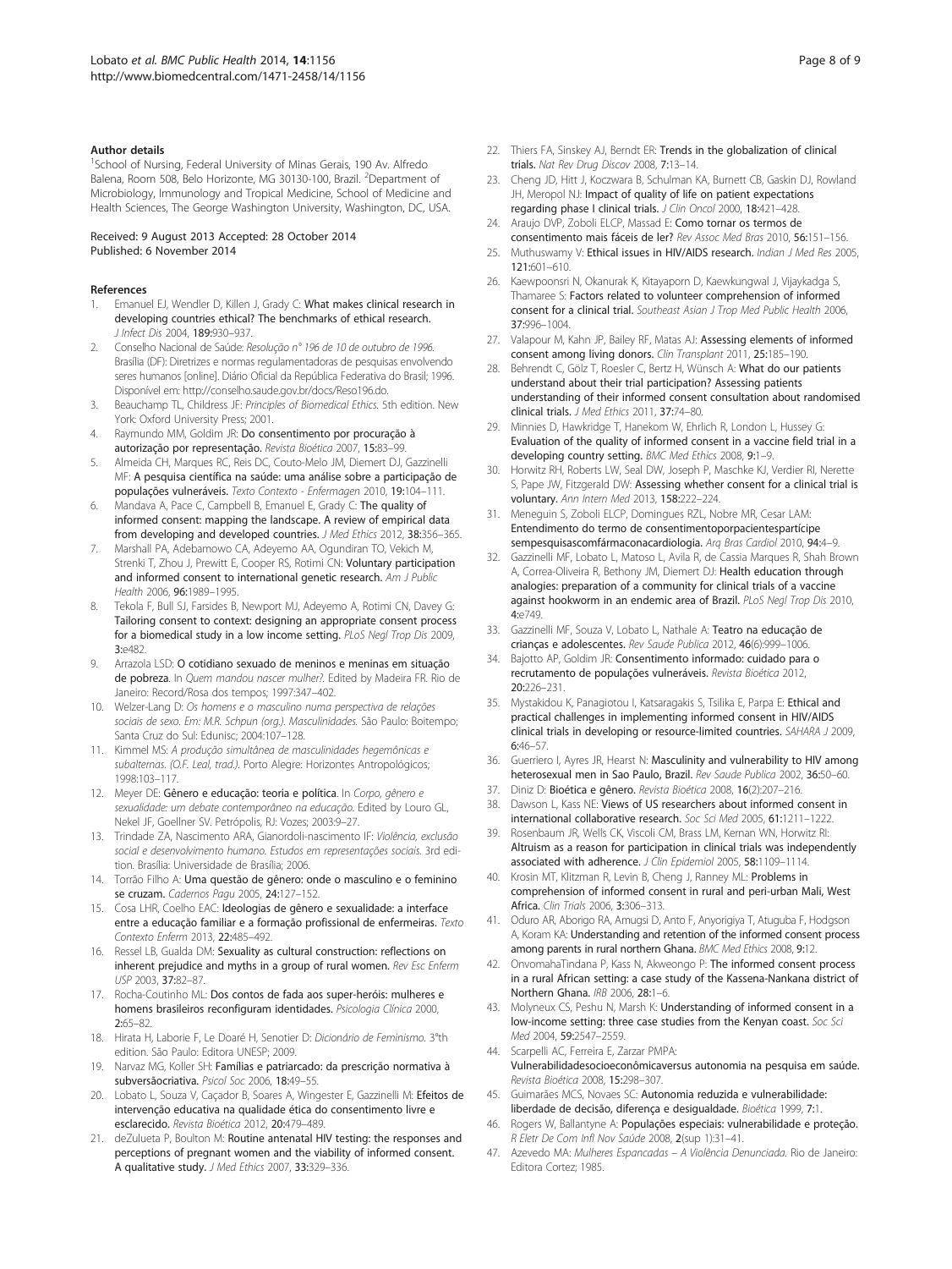#### Author details

[1]School of Nursing, Federal University of Minas Gerais, 190 Av. Alfredo Balena, Room 508, Belo Horizonte, MG 30130-100, Brazil. [2]Department of Microbiology, Immunology and Tropical Medicine, School of Medicine and Health Sciences, The George Washington University, Washington, DC, USA.

Received: 9 August 2013 Accepted: 28 October 2014
Published: 6 November 2014

#### References

1. Emanuel EJ, Wendler D, Killen J, Grady C: **What makes clinical research in developing countries ethical? The benchmarks of ethical research.** *J Infect Dis* 2004, **189:**930–937.
2. Conselho Nacional de Saúde: *Resolução n° 196 de 10 de outubro de 1996.* Brasília (DF): Diretrizes e normas regulamentadoras de pesquisas envolvendo seres humanos [online]. Diário Oficial da República Federativa do Brasil; 1996. Disponível em: http://conselho.saude.gov.br/docs/Reso196.do.
3. Beauchamp TL, Childress JF: *Principles of Biomedical Ethics.* 5th edition. New York: Oxford University Press; 2001.
4. Raymundo MM, Goldim JR: **Do consentimento por procuração à autorização por representação.** *Revista Bioética* 2007, **15:**83–99.
5. Almeida CH, Marques RC, Reis DC, Couto-Melo JM, Diemert DJ, Gazzinelli MF: **A pesquisa científica na saúde: uma análise sobre a participação de populações vulneráveis.** *Texto Contexto - Enfermagen* 2010, **19:**104–111.
6. Mandava A, Pace C, Campbell B, Emanuel E, Grady C: **The quality of informed consent: mapping the landscape. A review of empirical data from developing and developed countries.** *J Med Ethics* 2012, **38:**356–365.
7. Marshall PA, Adebamowo CA, Adeyemo AA, Ogundiran TO, Vekich M, Strenki T, Zhou J, Prewitt E, Cooper RS, Rotimi CN: **Voluntary participation and informed consent to international genetic research.** *Am J Public Health* 2006, **96:**1989–1995.
8. Tekola F, Bull SJ, Farsides B, Newport MJ, Adeyemo A, Rotimi CN, Davey G: **Tailoring consent to context: designing an appropriate consent process for a biomedical study in a low income setting.** *PLoS Negl Trop Dis* 2009, **3:**e482.
9. Arrazola LSD: **O cotidiano sexuado de meninos e meninas em situação de pobreza**. In *Quem mandou nascer mulher?*. Edited by Madeira FR. Rio de Janeiro: Record/Rosa dos tempos; 1997:347–402.
10. Welzer-Lang D: *Os homens e o masculino numa perspectiva de relações sociais de sexo. Em: M.R. Schpun (org.). Masculinidades.* São Paulo: Boitempo; Santa Cruz do Sul: Edunisc; 2004:107–128.
11. Kimmel MS: *A produção simultânea de masculinidades hegemônicas e subalternas. (O.F. Leal, trad.).* Porto Alegre: Horizontes Antropológicos; 1998:103–117.
12. Meyer DE: **Gênero e educação: teoria e política**. In *Corpo, gênero e sexualidade: um debate contemporâneo na educação.* Edited by Louro GL, Nekel JF, Goellner SV. Petrópolis, RJ: Vozes; 2003:9–27.
13. Trindade ZA, Nascimento ARA, Gianordoli-nascimento IF: *Violência, exclusão social e desenvolvimento humano. Estudos em representações sociais.* 3rd edition. Brasília: Universidade de Brasília; 2006.
14. Torrão Filho A: **Uma questão de gênero: onde o masculino e o feminino se cruzam.** *Cadernos Pagu* 2005, **24:**127–152.
15. Cosa LHR, Coelho EAC: **Ideologias de gênero e sexualidade: a interface entre a educação familiar e a formação profissional de enfermeiras.** *Texto Contexto Enferm* 2013, **22:**485–492.
16. Ressel LB, Gualda DM: **Sexuality as cultural construction: reflections on inherent prejudice and myths in a group of rural women.** *Rev Esc Enferm USP* 2003, **37:**82–87.
17. Rocha-Coutinho ML: **Dos contos de fada aos super-heróis: mulheres e homens brasileiros reconfiguram identidades.** *Psicologia Clínica* 2000, **2:**65–82.
18. Hirata H, Laborie F, Le Doaré H, Senotier D: *Dicionário de Feminismo.* 3°th edition. São Paulo: Editora UNESP; 2009.
19. Narvaz MG, Koller SH: **Famílias e patriarcado: da prescrição normativa à subversãocriativa.** *Psicol Soc* 2006, **18:**49–55.
20. Lobato L, Souza V, Caçador B, Soares A, Wingester E, Gazzinelli M: **Efeitos de intervenção educativa na qualidade ética do consentimento livre e esclarecido.** *Revista Bioética* 2012, **20:**479–489.
21. deZulueta P, Boulton M: **Routine antenatal HIV testing: the responses and perceptions of pregnant women and the viability of informed consent. A qualitative study.** *J Med Ethics* 2007, **33:**329–336.
22. Thiers FA, Sinskey AJ, Berndt ER: **Trends in the globalization of clinical trials.** *Nat Rev Drug Discov* 2008, **7:**13–14.
23. Cheng JD, Hitt J, Koczwara B, Schulman KA, Burnett CB, Gaskin DJ, Rowland JH, Meropol NJ: **Impact of quality of life on patient expectations regarding phase I clinical trials.** *J Clin Oncol* 2000, **18:**421–428.
24. Araujo DVP, Zoboli ELCP, Massad E: **Como tornar os termos de consentimento mais fáceis de ler?** *Rev Assoc Med Bras* 2010, **56:**151–156.
25. Muthuswamy V: **Ethical issues in HIV/AIDS research.** *Indian J Med Res* 2005, **121:**601–610.
26. Kaewpoonsri N, Okanurak K, Kitayaporn D, Kaewkungwal J, Vijaykadga S, Thamaree S: **Factors related to volunteer comprehension of informed consent for a clinical trial.** *Southeast Asian J Trop Med Public Health* 2006, **37:**996–1004.
27. Valapour M, Kahn JP, Bailey RF, Matas AJ: **Assessing elements of informed consent among living donors.** *Clin Transplant* 2011, **25:**185–190.
28. Behrendt C, Gölz T, Roesler C, Bertz H, Wünsch A: **What do our patients understand about their trial participation? Assessing patients understanding of their informed consent consultation about randomised clinical trials.** *J Med Ethics* 2011, **37:**74–80.
29. Minnies D, Hawkridge T, Hanekom W, Ehrlich R, London L, Hussey G: **Evaluation of the quality of informed consent in a vaccine field trial in a developing country setting.** *BMC Med Ethics* 2008, **9:**1–9.
30. Horwitz RH, Roberts LW, Seal DW, Joseph P, Maschke KJ, Verdier RI, Nerette S, Pape JW, Fitzgerald DW: **Assessing whether consent for a clinical trial is voluntary.** *Ann Intern Med* 2013, **158:**222–224.
31. Meneguin S, Zoboli ELCP, Domingues RZL, Nobre MR, Cesar LAM: **Entendimento do termo de consentimentoporpacientespartícipe sempesquisascomfármaconacardiologia.** *Arq Bras Cardiol* 2010, **94:**4–9.
32. Gazzinelli MF, Lobato L, Matoso L, Avila R, de Cassia Marques R, Shah Brown A, Correa-Oliveira R, Bethony JM, Diemert DJ: **Health education through analogies: preparation of a community for clinical trials of a vaccine against hookworm in an endemic area of Brazil.** *PLoS Negl Trop Dis* 2010, **4:**e749.
33. Gazzinelli MF, Souza V, Lobato L, Nathale A: **Teatro na educação de crianças e adolescentes.** *Rev Saude Publica* 2012, **46**(6):999–1006.
34. Bajotto AP, Goldim JR: **Consentimento informado: cuidado para o recrutamento de populações vulneráveis.** *Revista Bioética* 2012, **20:**226–231.
35. Mystakidou K, Panagiotou I, Katsaragakis S, Tsilika E, Parpa E: **Ethical and practical challenges in implementing informed consent in HIV/AIDS clinical trials in developing or resource-limited countries.** *SAHARA J* 2009, **6:**46–57.
36. Guerriero I, Ayres JR, Hearst N: **Masculinity and vulnerability to HIV among heterosexual men in Sao Paulo, Brazil.** *Rev Saude Publica* 2002, **36:**50–60.
37. Diniz D: **Bioética e gênero.** *Revista Bioética* 2008, **16**(2):207–216.
38. Dawson L, Kass NE: **Views of US researchers about informed consent in international collaborative research.** *Soc Sci Med* 2005, **61:**1211–1222.
39. Rosenbaum JR, Wells CK, Viscoli CM, Brass LM, Kernan WN, Horwitz RI: **Altruism as a reason for participation in clinical trials was independently associated with adherence.** *J Clin Epidemiol* 2005, **58:**1109–1114.
40. Krosin MT, Klitzman R, Levin B, Cheng J, Ranney ML: **Problems in comprehension of informed consent in rural and peri-urban Mali, West Africa.** *Clin Trials* 2006, **3:**306–313.
41. Oduro AR, Aborigo RA, Amugsi D, Anto F, Anyorigiya T, Atuguba F, Hodgson A, Koram KA: **Understanding and retention of the informed consent process among parents in rural northern Ghana.** *BMC Med Ethics* 2008, **9:**12.
42. OnvomahaTindana P, Kass N, Akweongo P: **The informed consent process in a rural African setting: a case study of the Kassena-Nankana district of Northern Ghana.** *IRB* 2006, **28:**1–6.
43. Molyneux CS, Peshu N, Marsh K: **Understanding of informed consent in a low-income setting: three case studies from the Kenyan coast.** *Soc Sci Med* 2004, **59:**2547–2559.
44. Scarpelli AC, Ferreira E, Zarzar PMPA: **Vulnerabilidadesocioeconômicaversus autonomia na pesquisa em saúde.** *Revista Bioética* 2008, **15:**298–307.
45. Guimarães MCS, Novaes SC: **Autonomia reduzida e vulnerabilidade: liberdade de decisão, diferença e desigualdade.** *Bioética* 1999, **7:**1.
46. Rogers W, Ballantyne A: **Populações especiais: vulnerabilidade e proteção.** *R Eletr De Com Infl Nov Saúde* 2008, **2**(sup 1):31–41.
47. Azevedo MA: *Mulheres Espancadas – A Violência Denunciada.* Rio de Janeiro: Editora Cortez; 1985.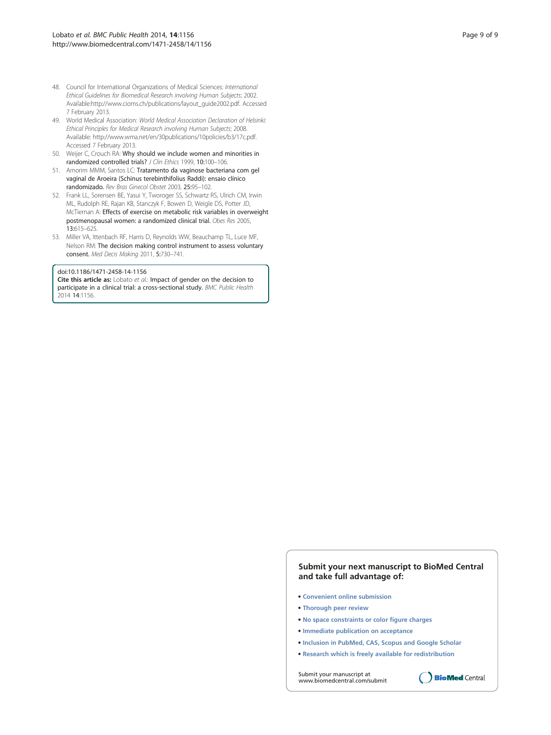48. Council for International Organizations of Medical Sciences: *International Ethical Guidelines for Biomedical Research involving Human Subjects*; 2002. Available:http://www.cioms.ch/publications/layout_guide2002.pdf. Accessed 7 February 2013.
49. World Medical Association: *World Medical Association Declaration of Helsinki: Ethical Principles for Medical Research involving Human Subjects*; 2008. Available: http://www.wma.net/en/30publications/10policies/b3/17c.pdf. Accessed 7 February 2013.
50. Weijer C, Crouch RA: **Why should we include women and minorities in randomized controlled trials?** *J Clin Ethics* 1999, **10:**100–106.
51. Amorim MMM, Santos LC: **Tratamento da vaginose bacteriana com gel vaginal de Aroeira (Schinus terebinthifolius Raddi): ensaio clínico randomizado.** *Rev Bras Ginecol Obstet* 2003, **25:**95–102.
52. Frank LL, Sorensen BE, Yasui Y, Tworoger SS, Schwartz RS, Ulrich CM, Irwin ML, Rudolph RE, Rajan KB, Stanczyk F, Bowen D, Weigle DS, Potter JD, McTiernan A: **Effects of exercise on metabolic risk variables in overweight postmenopausal women: a randomized clinical trial.** *Obes Res* 2005, **13:**615–625.
53. Miller VA, Ittenbach RF, Harris D, Reynolds WW, Beauchamp TL, Luce MF, Nelson RM: **The decision making control instrument to assess voluntary consent.** *Med Decis Making* 2011, **5:**730–741.

doi:10.1186/1471-2458-14-1156
**Cite this article as:** Lobato *et al.*: Impact of gender on the decision to participate in a clinical trial: a cross-sectional study. *BMC Public Health* 2014 **14**:1156.

**Submit your next manuscript to BioMed Central and take full advantage of:**

- **Convenient online submission**
- **Thorough peer review**
- **No space constraints or color figure charges**
- **Immediate publication on acceptance**
- **Inclusion in PubMed, CAS, Scopus and Google Scholar**
- **Research which is freely available for redistribution**

Submit your manuscript at
www.biomedcentral.com/submit

BioMed Central